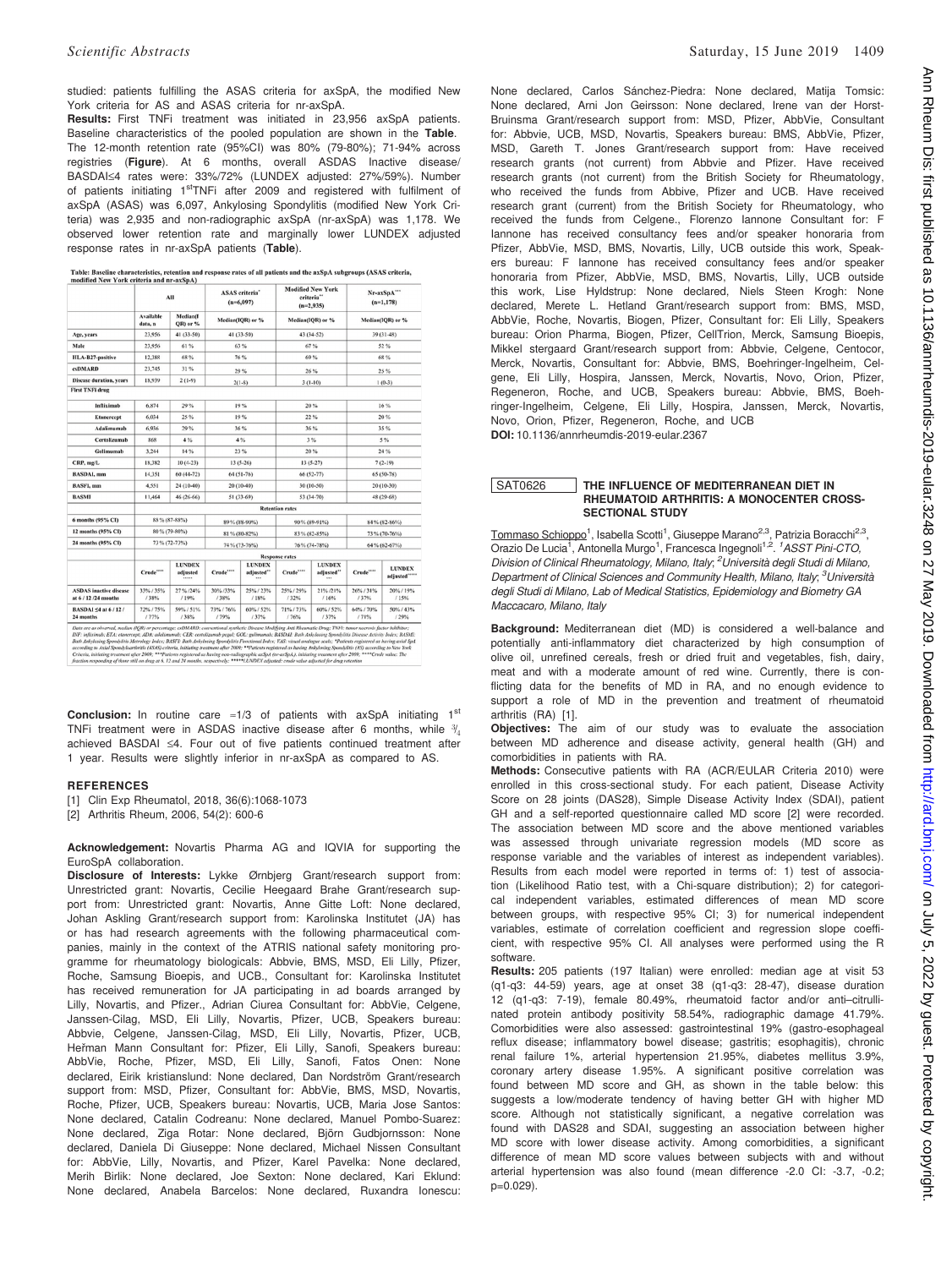studied: patients fulfilling the ASAS criteria for axSpA, the modified New York criteria for AS and ASAS criteria for nr-axSpA.

**Results:** First TNFi treatment was initiated in 23,956 axSpA patients. Baseline characteristics of the pooled population are shown in the **Table**. The 12-month retention rate (95%CI) was 80% (79-80%); 71-94% across registries (**Figure**). At 6 months, overall ASDAS Inactive disease/ BASDAI≤4 rates were: 33%/72% (LUNDEX adjusted: 27%/59%). Number of patients initiating 1[st]TNFi after 2009 and registered with fulfilment of axSpA (ASAS) was 6,097, Ankylosing Spondylitis (modified New York Criteria) was 2,935 and non-radiographic axSpA (nr-axSpA) was 1,178. We observed lower retention rate and marginally lower LUNDEX adjusted response rates in nr-axSpA patients (**Table**).

**Table: Baseline characteristics, retention and response rates of all patients and the axSpA subgroups (ASAS criteria, modified New York criteria and nr-axSpA)**

| | All | | ASAS criteria* (n=6,097) | | Modified New York criteria** (n=2,935) | | Nr-axSpA*** (n=1,178) | |
|---|---|---|---|---|---|---|---|---|
| | Available data, n | Median(IQR) or % | Median(IQR) or % | | Median(IQR) or % | | Median(IQR) or % | |
| Age, years | 23,956 | 41 (33-50) | 41 (33-50) | | 43 (34-52) | | 39 (31-48) | |
| Male | 23,956 | 61 % | 63 % | | 67 % | | 52 % | |
| HLA-B27-positive | 12,388 | 68 % | 76 % | | 69 % | | 68 % | |
| csDMARD | 23,745 | 31 % | 29 % | | 26 % | | 23 % | |
| Disease duration, years | 13,939 | 2 (1-9) | 2(1-8) | | 3 (1-10) | | 1 (0-3) | |
| **First TNFi drug** | | | | | | | | |
| Infliximab | 6,874 | 29 % | 19 % | | 20 % | | 16 % | |
| Etanercept | 6,034 | 25 % | 19 % | | 22 % | | 20 % | |
| Adalimumab | 6,936 | 29 % | 36 % | | 36 % | | 35 % | |
| Certolizumab | 868 | 4 % | 4 % | | 3 % | | 5 % | |
| Golimumab | 3,244 | 14 % | 23 % | | 20 % | | 24 % | |
| CRP, mg/L | 18,382 | 10 (4-23) | 13 (5-26) | | 13 (5-27) | | 7 (2-19) | |
| BASDAI, mm | 14,351 | 60 (44-72) | 64 (51-76) | | 66 (52-77) | | 65 (50-76) | |
| BASFI, mm | 4,551 | 24 (10-40) | 20 (10-40) | | 30 (10-50) | | 20 (10-30) | |
| BASMI | 11,464 | 46 (26-66) | 51 (33-69) | | 53 (34-70) | | 48 (29-68) | |
| | **Retention rates** | | | | | | | |
| 6 months (95% CI) | 83 % (87-88%) | | 89 % (88-90%) | | 90% (89-91%) | | 84% (82-86%) | |
| 12 months (95% CI) | 80 % (79-80%) | | 81 % (80-82%) | | 83% (82-85%) | | 73% (70-76%) | |
| 24 months (95% CI) | 73 % (72-73%) | | 74 % (73-76%) | | 76% (74-78%) | | 64% (62-67%) | |
| | **Response rates** | | | | | | | |
| | Crude**** | LUNDEX adjusted***** | Crude**** | LUNDEX adjusted***** | Crude**** | LUNDEX adjusted***** | Crude**** | LUNDEX adjusted***** |
| ASDAS inactive disease at 6 / 12 /24 months | 33% / 35% / 38% | 27 % / 24% / 19% | 30% / 33% / 38% | 25% / 23% / 18% | 25% / 29% / 32% | 21% /21% / 16% | 26% / 31% / 37% | 20% / 19% / 15% |
| BASDAI ≤4 at 6 / 12 / 24 months | 72% / 75% / 77% | 59% / 51% / 38% | 73% / 76% / 79% | 60% / 52% / 37% | 71% / 73% / 76% | 60% / 52% / 37% | 64% / 70% / 71% | 50% / 43% / 29% |

Data are as observed, median (IQR) or percentage; csDMARD: conventional synthetic Disease Modifying Anti Rheumatic Drug; TNFi: tumor necrosis factor inhibitor; INF: infliximab; ETA: etanercept; ADA: adalimumab; CER: certolizumab pegol; GOL: golimumab; BASDAI: Bath Ankylosing Spondylitis Disease Activity Index; BASMI: Bath Ankylosing Spondylitis Metrology Index; BASFI: Bath Ankylosing Spondylitis Functional Index; VAS: visual analogue scale; *Patients registered as having axial SpA according to Axial Spondyloarthritis (ASAS) criteria, initiating treatment after 2009; **Patients registered as having Ankylosing Spondylitis (AS) according to New York Criteria, initiating treatment after 2009; ***Patients registered as having non-radiographic axSpA (nr-axSpA), initiating treatment after 2009; ****Crude value: The fraction responding of those still on drug at 6, 12 and 24 months, respectively; *****LUNDEX adjusted: crude value adjusted for drug retention

**Conclusion:** In routine care ≈1/3 of patients with axSpA initiating 1[st] TNFi treatment were in ASDAS inactive disease after 6 months, while ¾ achieved BASDAI ≤4. Four out of five patients continued treatment after 1 year. Results were slightly inferior in nr-axSpA as compared to AS.

**REFERENCES**

[1] Clin Exp Rheumatol, 2018, 36(6):1068-1073

[2] Arthritis Rheum, 2006, 54(2): 600-6

**Acknowledgement:** Novartis Pharma AG and IQVIA for supporting the EuroSpA collaboration.

**Disclosure of Interests:** Lykke Ørnbjerg Grant/research support from: Unrestricted grant: Novartis, Cecilie Heegaard Brahe Grant/research support from: Unrestricted grant: Novartis, Anne Gitte Loft: None declared, Johan Askling Grant/research support from: Karolinska Institutet (JA) has or has had research agreements with the following pharmaceutical companies, mainly in the context of the ATRIS national safety monitoring programme for rheumatology biologicals: Abbvie, BMS, MSD, Eli Lilly, Pfizer, Roche, Samsung Bioepis, and UCB., Consultant for: Karolinska Institutet has received remuneration for JA participating in ad boards arranged by Lilly, Novartis, and Pfizer., Adrian Ciurea Consultant for: AbbVie, Celgene, Janssen-Cilag, MSD, Eli Lilly, Novartis, Pfizer, UCB, Speakers bureau: Abbvie, Celgene, Janssen-Cilag, MSD, Eli Lilly, Novartis, Pfizer, UCB, Heřman Mann Consultant for: Pfizer, Eli Lilly, Sanofi, Speakers bureau: AbbVie, Roche, Pfizer, MSD, Eli Lilly, Sanofi, Fatos Onen: None declared, Eirik kristianslund: None declared, Dan Nordström Grant/research support from: MSD, Pfizer, Consultant for: AbbVie, BMS, MSD, Novartis, Roche, Pfizer, UCB, Speakers bureau: Novartis, UCB, Maria Jose Santos: None declared, Catalin Codreanu: None declared, Manuel Pombo-Suarez: None declared, Ziga Rotar: None declared, Björn Gudbjornsson: None declared, Daniela Di Giuseppe: None declared, Michael Nissen Consultant for: AbbVie, Lilly, Novartis, and Pfizer, Karel Pavelka: None declared, Merih Birlik: None declared, Joe Sexton: None declared, Kari Eklund: None declared, Anabela Barcelos: None declared, Ruxandra Ionescu: None declared, Carlos Sánchez-Piedra: None declared, Matija Tomsic: None declared, Arni Jon Geirsson: None declared, Irene van der Horst-Bruinsma Grant/research support from: MSD, Pfizer, AbbVie, Consultant for: Abbvie, UCB, MSD, Novartis, Speakers bureau: BMS, AbbVie, Pfizer, MSD, Gareth T. Jones Grant/research support from: Have received research grants (not current) from Abbvie and Pfizer. Have received research grants (not current) from the British Society for Rheumatology, who received the funds from Abbive, Pfizer and UCB. Have received research grant (current) from the British Society for Rheumatology, who received the funds from Celgene., Florenzo Iannone Consultant for: F Iannone has received consultancy fees and/or speaker honoraria from Pfizer, AbbVie, MSD, BMS, Novartis, Lilly, UCB outside this work, Speakers bureau: F Iannone has received consultancy fees and/or speaker honoraria from Pfizer, AbbVie, MSD, BMS, Novartis, Lilly, UCB outside this work, Lise Hyldstrup: None declared, Niels Steen Krogh: None declared, Merete L. Hetland Grant/research support from: BMS, MSD, AbbVie, Roche, Novartis, Biogen, Pfizer, Consultant for: Eli Lilly, Speakers bureau: Orion Pharma, Biogen, Pfizer, CellTrion, Merck, Samsung Bioepis, Mikkel stergaard Grant/research support from: Abbvie, Celgene, Centocor, Merck, Novartis, Consultant for: Abbvie, BMS, Boehringer-Ingelheim, Celgene, Eli Lilly, Hospira, Janssen, Merck, Novartis, Novo, Orion, Pfizer, Regeneron, Roche, and UCB, Speakers bureau: Abbvie, BMS, Boehringer-Ingelheim, Celgene, Eli Lilly, Hospira, Janssen, Merck, Novartis, Novo, Orion, Pfizer, Regeneron, Roche, and UCB

**DOI:** 10.1136/annrheumdis-2019-eular.2367

## SAT0626 THE INFLUENCE OF MEDITERRANEAN DIET IN RHEUMATOID ARTHRITIS: A MONOCENTER CROSS-SECTIONAL STUDY

Tommaso Schioppo[1], Isabella Scotti[1], Giuseppe Marano[2,3], Patrizia Boracchi[2,3], Orazio De Lucia[1], Antonella Murgo[1], Francesca Ingegnoli[1,2]. [1]*ASST Pini-CTO, Division of Clinical Rheumatology, Milano, Italy;* [2]*Università degli Studi di Milano, Department of Clinical Sciences and Community Health, Milano, Italy;* [3]*Università degli Studi di Milano, Lab of Medical Statistics, Epidemiology and Biometry GA Maccacaro, Milano, Italy*

**Background:** Mediterranean diet (MD) is considered a well-balance and potentially anti-inflammatory diet characterized by high consumption of olive oil, unrefined cereals, fresh or dried fruit and vegetables, fish, dairy, meat and with a moderate amount of red wine. Currently, there is conflicting data for the benefits of MD in RA, and no enough evidence to support a role of MD in the prevention and treatment of rheumatoid arthritis (RA) [1].

**Objectives:** The aim of our study was to evaluate the association between MD adherence and disease activity, general health (GH) and comorbidities in patients with RA.

**Methods:** Consecutive patients with RA (ACR/EULAR Criteria 2010) were enrolled in this cross-sectional study. For each patient, Disease Activity Score on 28 joints (DAS28), Simple Disease Activity Index (SDAI), patient GH and a self-reported questionnaire called MD score [2] were recorded. The association between MD score and the above mentioned variables was assessed through univariate regression models (MD score as response variable and the variables of interest as independent variables). Results from each model were reported in terms of: 1) test of association (Likelihood Ratio test, with a Chi-square distribution); 2) for categorical independent variables, estimated differences of mean MD score between groups, with respective 95% CI; 3) for numerical independent variables, estimate of correlation coefficient and regression slope coefficient, with respective 95% CI. All analyses were performed using the R software.

**Results:** 205 patients (197 Italian) were enrolled: median age at visit 53 (q1-q3: 44-59) years, age at onset 38 (q1-q3: 28-47), disease duration 12 (q1-q3: 7-19), female 80.49%, rheumatoid factor and/or anti–citrullinated protein antibody positivity 58.54%, radiographic damage 41.79%. Comorbidities were also assessed: gastrointestinal 19% (gastro-esophageal reflux disease; inflammatory bowel disease; gastritis; esophagitis), chronic renal failure 1%, arterial hypertension 21.95%, diabetes mellitus 3.9%, coronary artery disease 1.95%. A significant positive correlation was found between MD score and GH, as shown in the table below: this suggests a low/moderate tendency of having better GH with higher MD score. Although not statistically significant, a negative correlation was found with DAS28 and SDAI, suggesting an association between higher MD score with lower disease activity. Among comorbidities, a significant difference of mean MD score values between subjects with and without arterial hypertension was also found (mean difference -2.0 CI: -3.7, -0.2; p=0.029).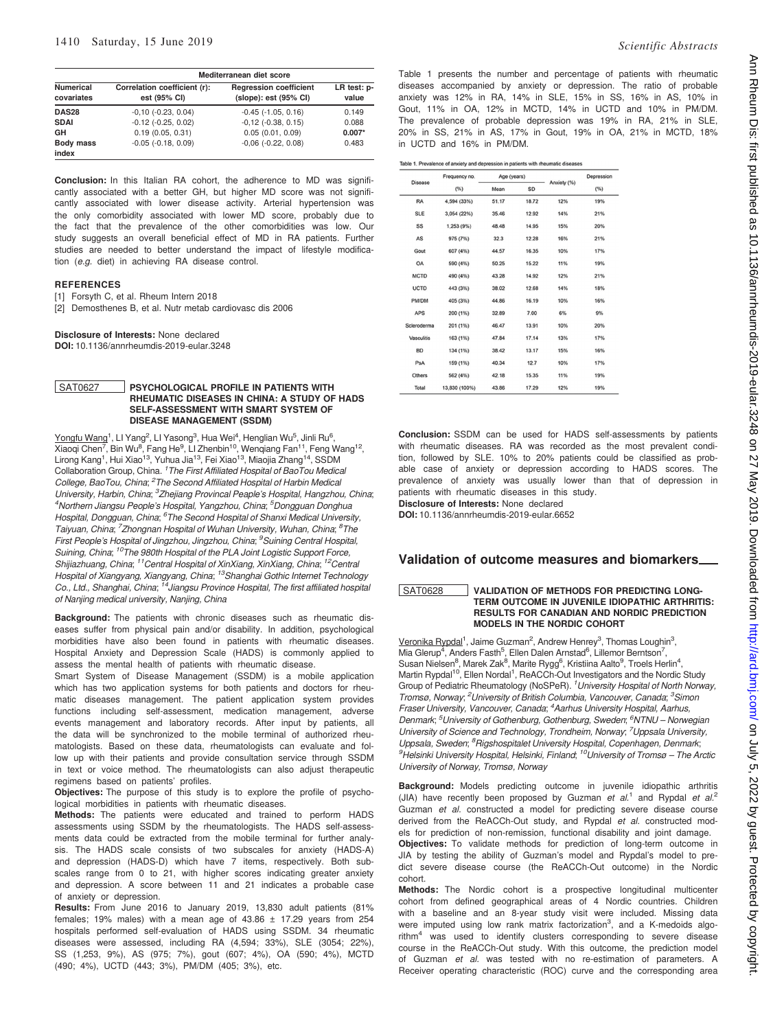| Numerical covariates | Mediterranean diet score | | |
|---|---|---|---|
| | Correlation coefficient (r): est (95% CI) | Regression coefficient (slope): est (95% CI) | LR test: p-value |
| DAS28 | -0,10 (-0.23, 0.04) | -0.45 (-1.05, 0.16) | 0.149 |
| SDAI | -0.12 (-0.25, 0.02) | -0,12 (-0.38, 0.15) | 0.088 |
| GH | 0.19 (0.05, 0.31) | 0.05 (0.01, 0.09) | 0.007* |
| Body mass index | -0.05 (-0.18, 0.09) | -0,06 (-0.22, 0.08) | 0.483 |

**Conclusion:** In this Italian RA cohort, the adherence to MD was significantly associated with a better GH, but higher MD score was not significantly associated with lower disease activity. Arterial hypertension was the only comorbidity associated with lower MD score, probably due to the fact that the prevalence of the other comorbidities was low. Our study suggests an overall beneficial effect of MD in RA patients. Further studies are needed to better understand the impact of lifestyle modification (*e.g.* diet) in achieving RA disease control.

**REFERENCES**

[1] Forsyth C, et al. Rheum Intern 2018

[2] Demosthenes B, et al. Nutr metab cardiovasc dis 2006

**Disclosure of Interests:** None declared

**DOI:** 10.1136/annrheumdis-2019-eular.3248

### SAT0627 PSYCHOLOGICAL PROFILE IN PATIENTS WITH RHEUMATIC DISEASES IN CHINA: A STUDY OF HADS SELF-ASSESSMENT WITH SMART SYSTEM OF DISEASE MANAGEMENT (SSDM)

Yongfu Wang[1], LI Yang[2], LI Yasong[3], Hua Wei[4], Henglian Wu[5], Jinli Ru[6], Xiaoqi Chen[7], Bin Wu[8], Fang He[9], LI Zhenbin[10], Wenqiang Fan[11], Feng Wang[12], Lirong Kang[1], Hui Xiao[13], Yuhua Jia[13], Fei Xiao[13], Miaojia Zhang[14], SSDM Collaboration Group, China. [1]*The First Affiliated Hospital of BaoTou Medical College, BaoTou, China*; [2]*The Second Affiliated Hospital of Harbin Medical University, Harbin, China*; [3]*Zhejiang Provincal People's Hospital, Hangzhou, China*; [4]*Northern Jiangsu People's Hospital, Yangzhou, China*; [5]*Dongguan Donghua Hospital, Dongguan, China*; [6]*The Second Hospital of Shanxi Medical University, Taiyuan, China*; [7]*Zhongnan Hospital of Wuhan University, Wuhan, China*; [8]*The First People's Hospital of Jingzhou, Jingzhou, China*; [9]*Suining Central Hospital, Suining, China*; [10]*The 980th Hospital of the PLA Joint Logistic Support Force, Shijiazhuang, China*; [11]*Central Hospital of XinXiang, XinXiang, China*; [12]*Central Hospital of Xiangyang, Xiangyang, China*; [13]*Shanghai Gothic Internet Technology Co., Ltd., Shanghai, China*; [14]*Jiangsu Province Hospital, The first affiliated hospital of Nanjing medical university, Nanjing, China*

**Background:** The patients with chronic diseases such as rheumatic diseases suffer from physical pain and/or disability. In addition, psychological morbidities have also been found in patients with rheumatic diseases. Hospital Anxiety and Depression Scale (HADS) is commonly applied to assess the mental health of patients with rheumatic disease.

Smart System of Disease Management (SSDM) is a mobile application which has two application systems for both patients and doctors for rheumatic diseases management. The patient application system provides functions including self-assessment, medication management, adverse events management and laboratory records. After input by patients, all the data will be synchronized to the mobile terminal of authorized rheumatologists. Based on these data, rheumatologists can evaluate and follow up with their patients and provide consultation service through SSDM in text or voice method. The rheumatologists can also adjust therapeutic regimens based on patients' profiles.

**Objectives:** The purpose of this study is to explore the profile of psychological morbidities in patients with rheumatic diseases.

**Methods:** The patients were educated and trained to perform HADS assessments using SSDM by the rheumatologists. The HADS self-assessments data could be extracted from the mobile terminal for further analysis. The HADS scale consists of two subscales for anxiety (HADS-A) and depression (HADS-D) which have 7 items, respectively. Both subscales range from 0 to 21, with higher scores indicating greater anxiety and depression. A score between 11 and 21 indicates a probable case of anxiety or depression.

**Results:** From June 2016 to January 2019, 13,830 adult patients (81% females; 19% males) with a mean age of 43.86 ± 17.29 years from 254 hospitals performed self-evaluation of HADS using SSDM. 34 rheumatic diseases were assessed, including RA (4,594; 33%), SLE (3054; 22%), SS (1,253, 9%), AS (975; 7%), gout (607; 4%), OA (590; 4%), MCTD (490; 4%), UCTD (443; 3%), PM/DM (405; 3%), etc.

Table 1 presents the number and percentage of patients with rheumatic diseases accompanied by anxiety or depression. The ratio of probable anxiety was 12% in RA, 14% in SLE, 15% in SS, 16% in AS, 10% in Gout, 11% in OA, 12% in MCTD, 14% in UCTD and 10% in PM/DM. The prevalence of probable depression was 19% in RA, 21% in SLE, 20% in SS, 21% in AS, 17% in Gout, 19% in OA, 21% in MCTD, 18% in UCTD and 16% in PM/DM.

Table 1. Prevalence of anxiety and depression in patients with rheumatic diseases

| Disease | Frequency no. (%) | Age (years) | | Anxiety (%) | Depression (%) |
|---|---|---|---|---|---|
| | | Mean | SD | | |
| RA | 4,594 (33%) | 51.17 | 18.72 | 12% | 19% |
| SLE | 3,054 (22%) | 35.46 | 12.92 | 14% | 21% |
| SS | 1,253 (9%) | 48.48 | 14.95 | 15% | 20% |
| AS | 975 (7%) | 32.3 | 12.28 | 16% | 21% |
| Gout | 607 (4%) | 44.57 | 16.35 | 10% | 17% |
| OA | 590 (4%) | 50.25 | 15.22 | 11% | 19% |
| MCTD | 490 (4%) | 43.28 | 14.92 | 12% | 21% |
| UCTD | 443 (3%) | 38.02 | 12.68 | 14% | 18% |
| PM/DM | 405 (3%) | 44.86 | 16.19 | 10% | 16% |
| APS | 200 (1%) | 32.89 | 7.00 | 6% | 9% |
| Scleroderma | 201 (1%) | 46.47 | 13.91 | 10% | 20% |
| Vasculitis | 163 (1%) | 47.84 | 17.14 | 13% | 17% |
| BD | 134 (1%) | 38.42 | 13.17 | 15% | 16% |
| PsA | 159 (1%) | 40.34 | 12.7 | 10% | 17% |
| Others | 562 (4%) | 42.18 | 15.35 | 11% | 19% |
| Total | 13,830 (100%) | 43.86 | 17.29 | 12% | 19% |

**Conclusion:** SSDM can be used for HADS self-assessments by patients with rheumatic diseases. RA was recorded as the most prevalent condition, followed by SLE. 10% to 20% patients could be classified as probable case of anxiety or depression according to HADS scores. The prevalence of anxiety was usually lower than that of depression in patients with rheumatic diseases in this study.

**Disclosure of Interests:** None declared

**DOI:** 10.1136/annrheumdis-2019-eular.6652

## Validation of outcome measures and biomarkers

### SAT0628 VALIDATION OF METHODS FOR PREDICTING LONG-TERM OUTCOME IN JUVENILE IDIOPATHIC ARTHRITIS: RESULTS FOR CANADIAN AND NORDIC PREDICTION MODELS IN THE NORDIC COHORT

Veronika Rypdal[1], Jaime Guzman[2], Andrew Henrey[3], Thomas Loughin[3], Mia Glerup[4], Anders Fasth[5], Ellen Dalen Arnstad[6], Lillemor Berntson[7], Susan Nielsen[8], Marek Zak[8], Marite Rygg[6], Kristiina Aalto[9], Troels Herlin[4], Martin Rypdal[10], Ellen Nordal[1], ReACCh-Out Investigators and the Nordic Study Group of Pediatric Rheumatology (NoSPeR). [1]*University Hospital of North Norway, Tromsø, Norway*; [2]*University of British Columbia, Vancouver, Canada*; [3]*Simon Fraser University, Vancouver, Canada*; [4]*Aarhus University Hospital, Aarhus, Denmark*; [5]*University of Gothenburg, Gothenburg, Sweden*; [6]*NTNU – Norwegian University of Science and Technology, Trondheim, Norway*; [7]*Uppsala University, Uppsala, Sweden*; [8]*Rigshospitalet University Hospital, Copenhagen, Denmark*; [9]*Helsinki University Hospital, Helsinki, Finland*; [10]*University of Tromsø – The Arctic University of Norway, Tromsø, Norway*

**Background:** Models predicting outcome in juvenile idiopathic arthritis (JIA) have recently been proposed by Guzman *et al.*[1] and Rypdal *et al.*[2] Guzman *et al.* constructed a model for predicting severe disease course derived from the ReACCh-Out study, and Rypdal *et al.* constructed models for prediction of non-remission, functional disability and joint damage.

**Objectives:** To validate methods for prediction of long-term outcome in JIA by testing the ability of Guzman's model and Rypdal's model to predict severe disease course (the ReACCh-Out outcome) in the Nordic cohort.

**Methods:** The Nordic cohort is a prospective longitudinal multicenter cohort from defined geographical areas of 4 Nordic countries. Children with a baseline and an 8-year study visit were included. Missing data were imputed using low rank matrix factorization[3], and a K-medoids algorithm[4] was used to identify clusters corresponding to severe disease course in the ReACCh-Out study. With this outcome, the prediction model of Guzman *et al.* was tested with no re-estimation of parameters. A Receiver operating characteristic (ROC) curve and the corresponding area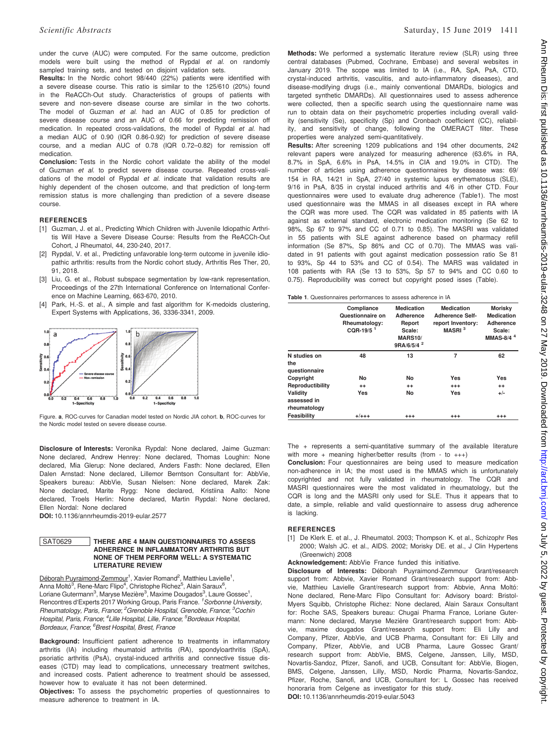under the curve (AUC) were computed. For the same outcome, prediction models were built using the method of Rypdal *et al.* on randomly sampled training sets, and tested on disjoint validation sets.

**Results:** In the Nordic cohort 98/440 (22%) patients were identified with a severe disease course. This ratio is similar to the 125/610 (20%) found in the ReACCh-Out study. Characteristics of groups of patients with severe and non-severe disease course are similar in the two cohorts. The model of Guzman *et al.* had an AUC of 0.85 for prediction of severe disease course and an AUC of 0.66 for predicting remission off medication. In repeated cross-validations, the model of Rypdal *et al.* had a median AUC of 0.90 (IQR 0.86-0.92) for prediction of severe disease course, and a median AUC of 0.78 (IQR 0.72–0.82) for remission off medication.

**Conclusion:** Tests in the Nordic cohort validate the ability of the model of Guzman *et al.* to predict severe disease course. Repeated cross-validations of the model of Rypdal *et al.* indicate that validation results are highly dependent of the chosen outcome, and that prediction of long-term remission status is more challenging than prediction of a severe disease course.

### REFERENCES

[1] Guzman, J. et al., Predicting Which Children with Juvenile Idiopathic Arthritis Will Have a Severe Disease Course: Results from the ReACCh-Out Cohort, J Rheumatol, 44, 230-240, 2017.

[2] Rypdal, V. et al., Predicting unfavorable long-term outcome in juvenile idiopathic arthritis: results from the Nordic cohort study, Arthritis Res Ther, 20, 91, 2018.

[3] Liu, G. et al., Robust subspace segmentation by low-rank representation, Proceedings of the 27th International Conference on International Conference on Machine Learning, 663-670, 2010.

[4] Park, H.-S. et al., A simple and fast algorithm for K-medoids clustering, Expert Systems with Applications, 36, 3336-3341, 2009.

a
Sensitivity
1-Specificity
Severe disease course
Non-remission
b
Sensitivity
1-Specificity

Figure. **a**, ROC-curves for Canadian model tested on Nordic JIA cohort. **b**, ROC-curves for the Nordic model tested on severe disease course.

**Disclosure of Interests:** Veronika Rypdal: None declared, Jaime Guzman: None declared, Andrew Henrey: None declared, Thomas Loughin: None declared, Mia Glerup: None declared, Anders Fasth: None declared, Ellen Dalen Arnstad: None declared, Lillemor Berntson Consultant for: AbbVie, Speakers bureau: AbbVie, Susan Nielsen: None declared, Marek Zak: None declared, Marite Rygg: None declared, Kristiina Aalto: None declared, Troels Herlin: None declared, Martin Rypdal: None declared, Ellen Nordal: None declared

**DOI:** 10.1136/annrheumdis-2019-eular.2577

## SAT0629 THERE ARE 4 MAIN QUESTIONNAIRES TO ASSESS ADHERENCE IN INFLAMMATORY ARTHRITIS BUT NONE OF THEM PERFORM WELL: A SYSTEMATIC LITERATURE REVIEW

Déborah Puyraimond-Zemmour[1], Xavier Romand[2], Matthieu Lavielle[1], Anna Moltó[3], Rene-Marc Flipo[4], Christophe Richez[5], Alain Saraux[6], Loriane Gutermann[3], Maryse Mezière[3], Maxime Dougados[3], Laure Gossec[1], Rencontres d'Experts 2017 Working Group, Paris France. [1]*Sorbonne University, Rheumatology, Paris, France;* [2]*Grenoble Hospital, Grenoble, France;* [3]*Cochin Hospital, Paris, France;* [4]*Lille Hospital, Lille, France;* [5]*Bordeaux Hospital, Bordeaux, France;* [6]*Brest Hospital, Brest, France*

**Background:** Insufficient patient adherence to treatments in inflammatory arthritis (IA) including rheumatoid arthritis (RA), spondyloarthritis (SpA), psoriatic arthritis (PsA), crystal-induced arthritis and connective tissue diseases (CTD) may lead to complications, unnecessary treatment switches, and increased costs. Patient adherence to treatment should be assessed, however how to evaluate it has not been determined.

**Objectives:** To assess the psychometric properties of questionnaires to measure adherence to treatment in IA.

**Methods:** We performed a systematic literature review (SLR) using three central databases (Pubmed, Cochrane, Embase) and several websites in January 2019. The scope was limited to IA (i.e., RA, SpA, PsA, CTD, crystal-induced arthritis, vasculitis, and auto-inflammatory diseases), and disease-modifying drugs (i.e., mainly conventional DMARDs, biologics and targeted synthetic DMARDs). All questionnaires used to assess adherence were collected, then a specific search using the questionnaire name was run to obtain data on their psychometric properties including overall validity (sensitivity (Se), specificity (Sp) and Cronbach coefficient (CC), reliability, and sensitivity of change, following the OMERACT filter. These properties were analyzed semi-quantitatively.

**Results:** After screening 1209 publications and 194 other documents, 242 relevant papers were analyzed for measuring adherence (63.6% in RA, 8.7% in SpA, 6.6% in PsA, 14.5% in CIA and 19.0% in CTD). The number of articles using adherence questionnaires by disease was: 69/154 in RA, 14/21 in SpA, 27/40 in systemic lupus erythematosus (SLE), 9/16 in PsA, 8/35 in crystal induced arthritis and 4/6 in other CTD. Four questionnaires were used to evaluate drug adherence (Table1). The most used questionnaire was the MMAS in all diseases except in RA where the CQR was more used. The CQR was validated in 85 patients with IA against as external standard, electronic medication monitoring (Se 62 to 98%, Sp 67 to 97% and CC of 0.71 to 0.85). The MASRI was validated in 55 patients with SLE against adherence based on pharmacy refill information (Se 87%, Sp 86% and CC of 0.70). The MMAS was validated in 91 patients with gout against medication possession ratio Se 81 to 93%, Sp 44 to 53% and CC of 0.54). The MARS was validated in 108 patients with RA (Se 13 to 53%, Sp 57 to 94% and CC 0.60 to 0.75). Reproducibility was correct but copyright posed isses (Table).

Table 1. Questionnaires performances to assess adherence in IA

| | Compliance Questionnaire on Rheumatology: CQR-19/5 [1] | Medication Adherence Report Scale: MARS10/ 9RA/6/5/4 [2] | Medication Adherence Self-report Inventory: MASRI [3] | Morisky Medication Adherence Scale: MMAS-8/4 [4] |
|---|---|---|---|---|
| N studies on the questionnaire | 48 | 13 | 7 | 62 |
| Copyright | No | No | Yes | Yes |
| Reproductibility | ++ | ++ | +++ | ++ |
| Validity assessed in rheumatology | Yes | No | Yes | +/- |
| Feasibility | +/+++ | +++ | +++ | +++ |

The + represents a semi-quantitative summary of the available literature with more + meaning higher/better results (from - to +++)

**Conclusion:** Four questionnaires are being used to measure medication non-adherence in IA; the most used is the MMAS which is unfortunately copyrighted and not fully validated in rheumatology. The CQR and MASRI questionnaires were the most validated in rheumatology, but the CQR is long and the MASRI only used for SLE. Thus it appears that to date, a simple, reliable and valid questionnaire to assess drug adherence is lacking.

### REFERENCES

[1] De Klerk E. et al., J. Rheumatol. 2003; Thompson K. et al., Schizophr Res 2000; Walsh JC. et al., AIDS. 2002; Morisky DE. et al., J Clin Hypertens (Greenwich) 2008

**Acknowledgement:** AbbVie France funded this initiative.

**Disclosure of Interests:** Déborah Puyraimond-Zemmour Grant/research support from: Abbvie, Xavier Romand Grant/research support from: Abbvie, Matthieu Lavielle Grant/research support from: Abbvie, Anna Moltó: None declared, Rene-Marc Flipo Consultant for: Advisory board: Bristol-Myers Squibb, Christophe Richez: None declared, Alain Saraux Consultant for: Roche SAS, Speakers bureau: Chugai Pharma France, Loriane Gutermann: None declared, Maryse Mezière Grant/research support from: Abbvie, maxime dougados Grant/research support from: Eli Lilly and Company, Pfizer, AbbVie, and UCB Pharma, Consultant for: Eli Lilly and Company, Pfizer, AbbVie, and UCB Pharma, Laure Gossec Grant/research support from: AbbVie, BMS, Celgene, Janssen, Lilly, MSD, Novartis-Sandoz, Pfizer, Sanofi, and UCB, Consultant for: AbbVie, Biogen, BMS, Celgene, Janssen, Lilly, MSD, Nordic Pharma, Novartis-Sandoz, Pfizer, Roche, Sanofi, and UCB, Consultant for: L Gossec has received honoraria from Celgene as investigator for this study.

**DOI:** 10.1136/annrheumdis-2019-eular.5043